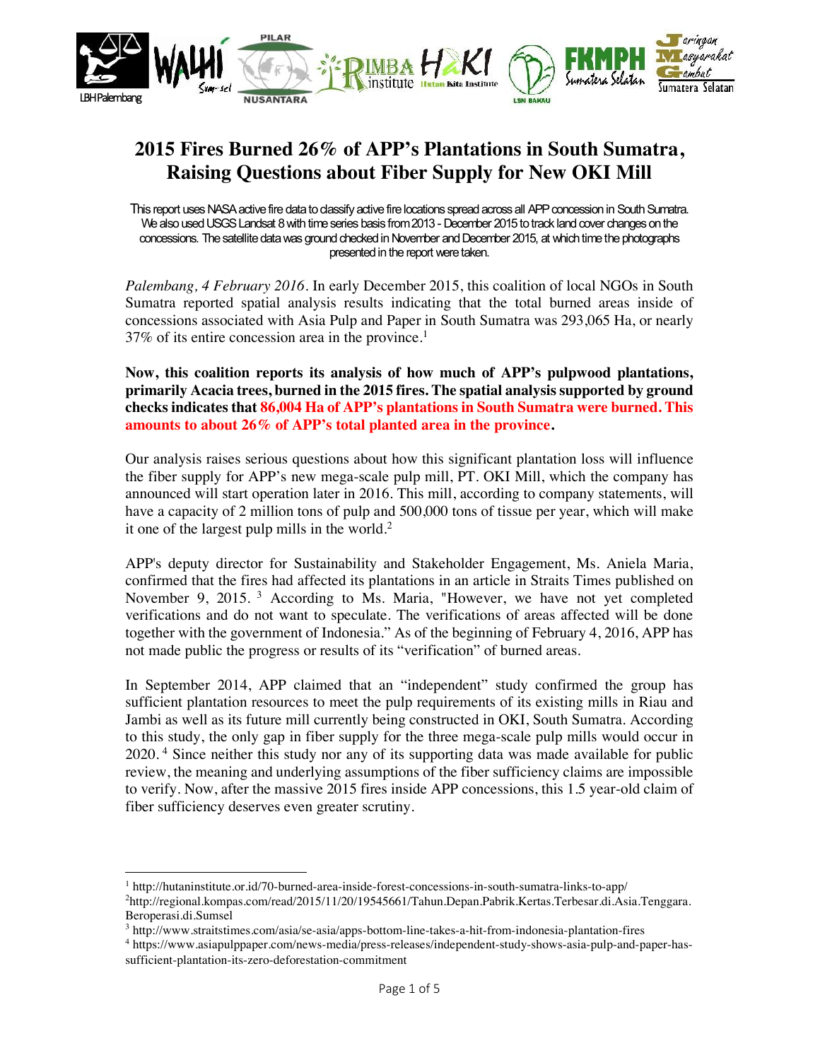# 2015 Fires Burned 26% of APP's Plantations in South Sumatra, Raising Questions about Fiber Supply for New OKI Mill

This report uses NASA active fire data to classify active fire locations spread across all APP concession in South Sumatra. We also used USGS Landsat 8 with time series basis from 2013 - December 2015 to track land cover changes on the concessions. The satellite data was ground checked in November and December 2015, at which time the photographs presented in the report were taken.

*Palembang, 4 February 2016.* In early December 2015, this coalition of local NGOs in South Sumatra reported spatial analysis results indicating that the total burned areas inside of concessions associated with Asia Pulp and Paper in South Sumatra was 293,065 Ha, or nearly 37% of its entire concession area in the province.[1]

**Now, this coalition reports its analysis of how much of APP's pulpwood plantations, primarily Acacia trees, burned in the 2015 fires. The spatial analysis supported by ground checks indicates that 86,004 Ha of APP's plantations in South Sumatra were burned. This amounts to about 26% of APP's total planted area in the province.**

Our analysis raises serious questions about how this significant plantation loss will influence the fiber supply for APP's new mega-scale pulp mill, PT. OKI Mill, which the company has announced will start operation later in 2016. This mill, according to company statements, will have a capacity of 2 million tons of pulp and 500,000 tons of tissue per year, which will make it one of the largest pulp mills in the world.[2]

APP's deputy director for Sustainability and Stakeholder Engagement, Ms. Aniela Maria, confirmed that the fires had affected its plantations in an article in Straits Times published on November 9, 2015.[3] According to Ms. Maria, "However, we have not yet completed verifications and do not want to speculate. The verifications of areas affected will be done together with the government of Indonesia." As of the beginning of February 4, 2016, APP has not made public the progress or results of its "verification" of burned areas.

In September 2014, APP claimed that an "independent" study confirmed the group has sufficient plantation resources to meet the pulp requirements of its existing mills in Riau and Jambi as well as its future mill currently being constructed in OKI, South Sumatra. According to this study, the only gap in fiber supply for the three mega-scale pulp mills would occur in 2020.[4] Since neither this study nor any of its supporting data was made available for public review, the meaning and underlying assumptions of the fiber sufficiency claims are impossible to verify. Now, after the massive 2015 fires inside APP concessions, this 1.5 year-old claim of fiber sufficiency deserves even greater scrutiny.

---

[1] http://hutaninstitute.or.id/70-burned-area-inside-forest-concessions-in-south-sumatra-links-to-app/

[2] http://regional.kompas.com/read/2015/11/20/19545661/Tahun.Depan.Pabrik.Kertas.Terbesar.di.Asia.Tenggara.Beroperasi.di.Sumsel

[3] http://www.straitstimes.com/asia/se-asia/apps-bottom-line-takes-a-hit-from-indonesia-plantation-fires

[4] https://www.asiapulppaper.com/news-media/press-releases/independent-study-shows-asia-pulp-and-paper-has-sufficient-plantation-its-zero-deforestation-commitment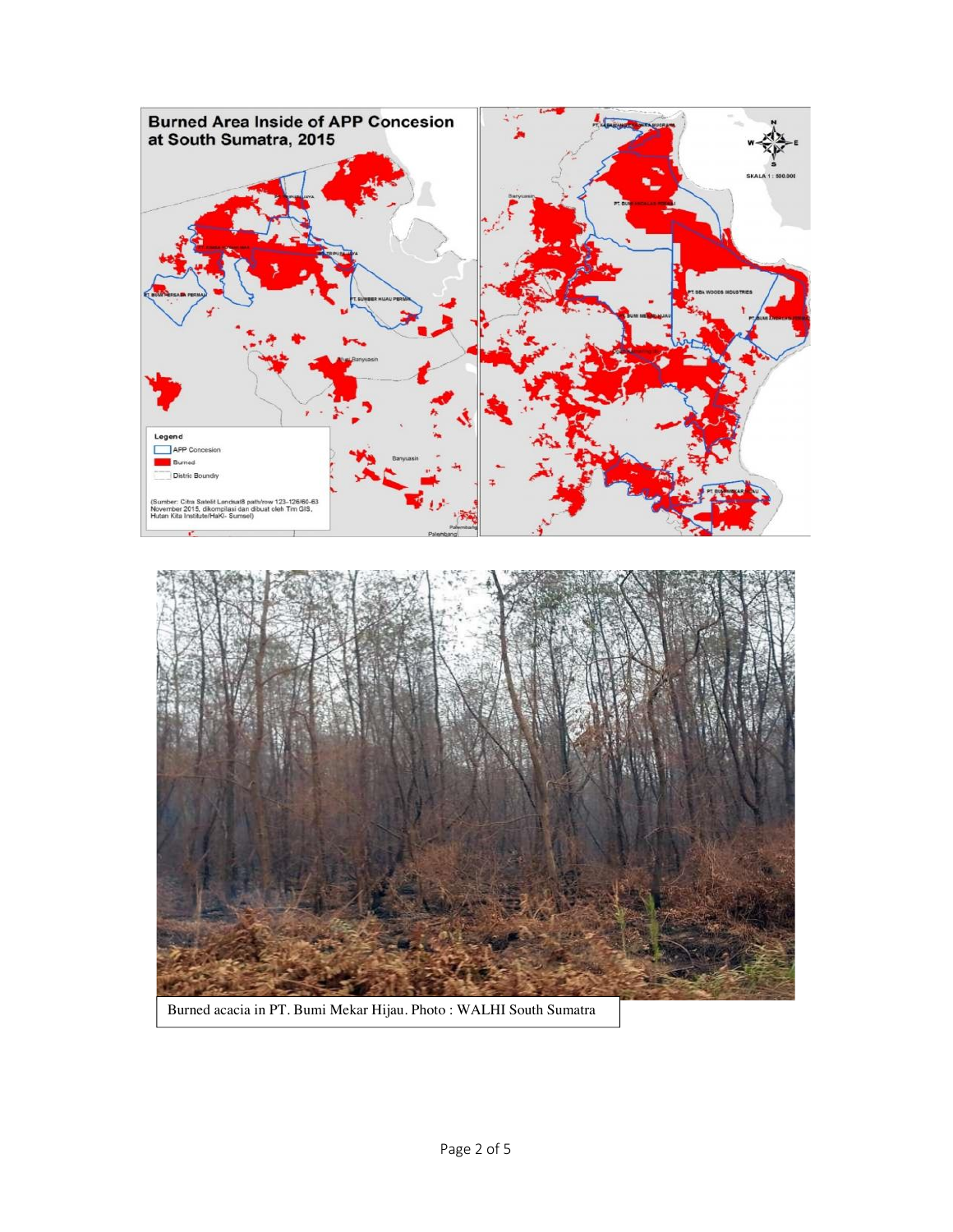Burned acacia in PT. Bumi Mekar Hijau. Photo : WALHI South Sumatra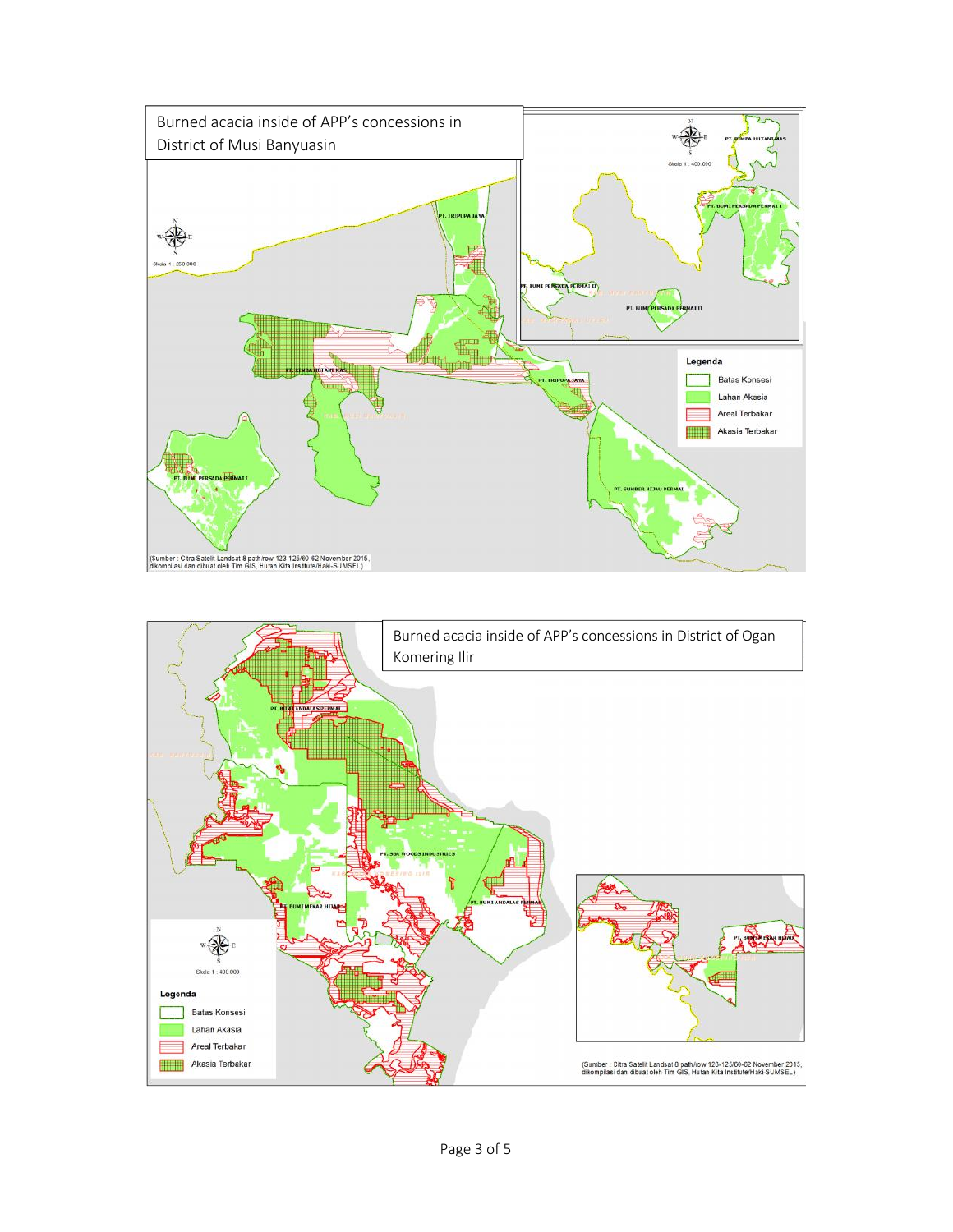Burned acacia inside of APP's concessions in District of Musi Banyuasin

Burned acacia inside of APP's concessions in District of Ogan Komering Ilir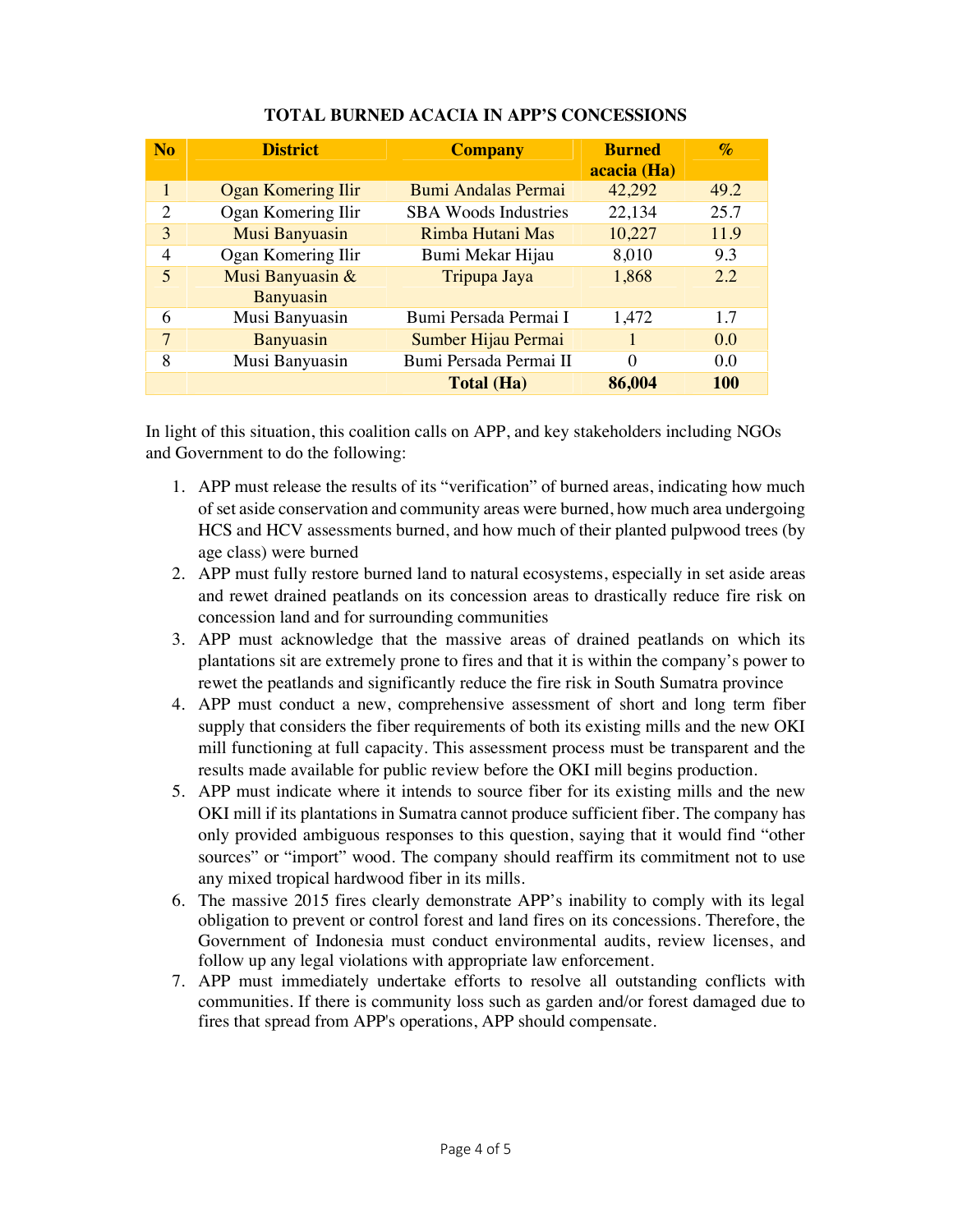**TOTAL BURNED ACACIA IN APP'S CONCESSIONS**

| No | District | Company | Burned acacia (Ha) | % |
|---|---|---|---|---|
| 1 | Ogan Komering Ilir | Bumi Andalas Permai | 42,292 | 49.2 |
| 2 | Ogan Komering Ilir | SBA Woods Industries | 22,134 | 25.7 |
| 3 | Musi Banyuasin | Rimba Hutani Mas | 10,227 | 11.9 |
| 4 | Ogan Komering Ilir | Bumi Mekar Hijau | 8,010 | 9.3 |
| 5 | Musi Banyuasin & Banyuasin | Tripupa Jaya | 1,868 | 2.2 |
| 6 | Musi Banyuasin | Bumi Persada Permai I | 1,472 | 1.7 |
| 7 | Banyuasin | Sumber Hijau Permai | 1 | 0.0 |
| 8 | Musi Banyuasin | Bumi Persada Permai II | 0 | 0.0 |
| | | **Total (Ha)** | **86,004** | **100** |

In light of this situation, this coalition calls on APP, and key stakeholders including NGOs and Government to do the following:

1. APP must release the results of its "verification" of burned areas, indicating how much of set aside conservation and community areas were burned, how much area undergoing HCS and HCV assessments burned, and how much of their planted pulpwood trees (by age class) were burned
2. APP must fully restore burned land to natural ecosystems, especially in set aside areas and rewet drained peatlands on its concession areas to drastically reduce fire risk on concession land and for surrounding communities
3. APP must acknowledge that the massive areas of drained peatlands on which its plantations sit are extremely prone to fires and that it is within the company's power to rewet the peatlands and significantly reduce the fire risk in South Sumatra province
4. APP must conduct a new, comprehensive assessment of short and long term fiber supply that considers the fiber requirements of both its existing mills and the new OKI mill functioning at full capacity. This assessment process must be transparent and the results made available for public review before the OKI mill begins production.
5. APP must indicate where it intends to source fiber for its existing mills and the new OKI mill if its plantations in Sumatra cannot produce sufficient fiber. The company has only provided ambiguous responses to this question, saying that it would find "other sources" or "import" wood. The company should reaffirm its commitment not to use any mixed tropical hardwood fiber in its mills.
6. The massive 2015 fires clearly demonstrate APP's inability to comply with its legal obligation to prevent or control forest and land fires on its concessions. Therefore, the Government of Indonesia must conduct environmental audits, review licenses, and follow up any legal violations with appropriate law enforcement.
7. APP must immediately undertake efforts to resolve all outstanding conflicts with communities. If there is community loss such as garden and/or forest damaged due to fires that spread from APP's operations, APP should compensate.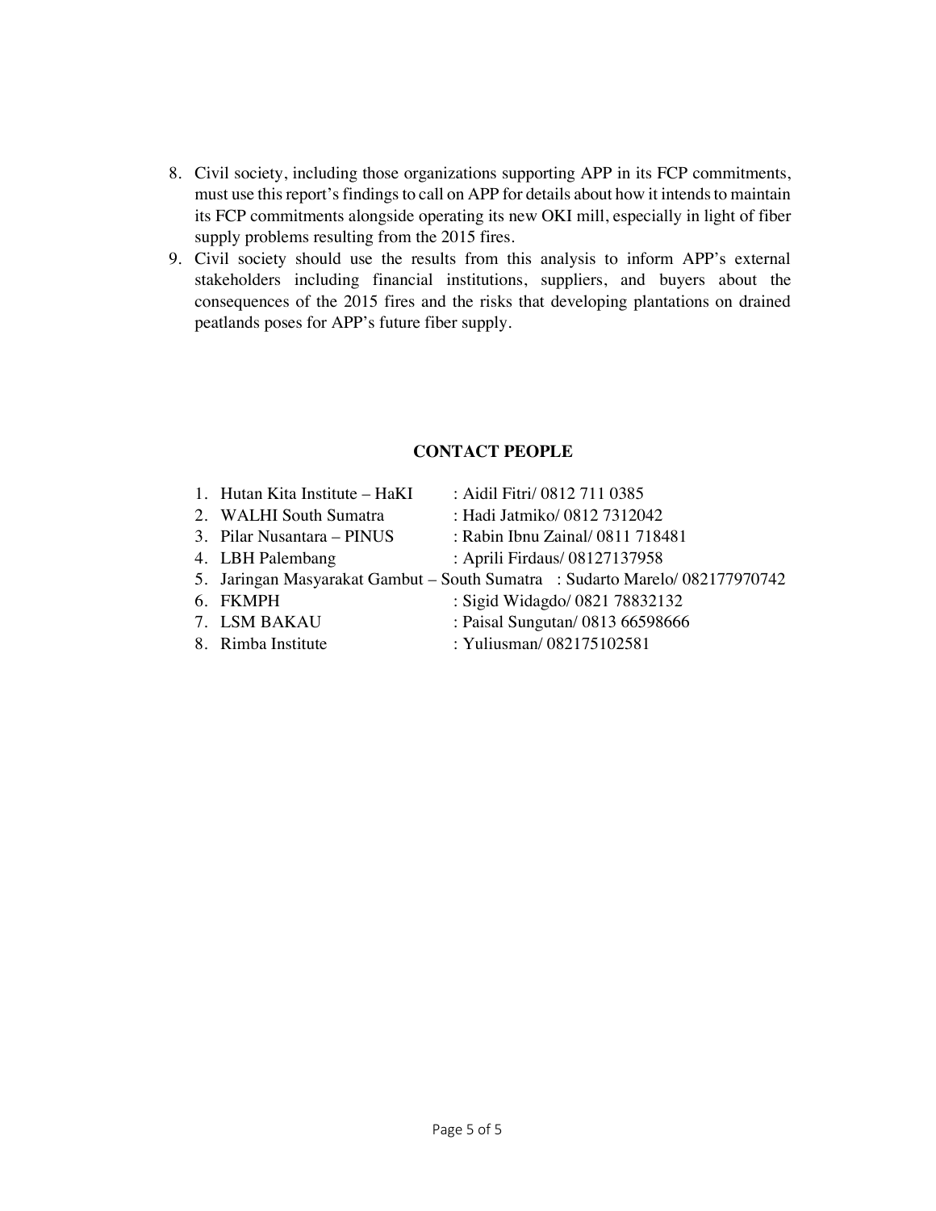8. Civil society, including those organizations supporting APP in its FCP commitments, must use this report's findings to call on APP for details about how it intends to maintain its FCP commitments alongside operating its new OKI mill, especially in light of fiber supply problems resulting from the 2015 fires.
9. Civil society should use the results from this analysis to inform APP's external stakeholders including financial institutions, suppliers, and buyers about the consequences of the 2015 fires and the risks that developing plantations on drained peatlands poses for APP's future fiber supply.

## CONTACT PEOPLE

1. Hutan Kita Institute – HaKI : Aidil Fitri/ 0812 711 0385
2. WALHI South Sumatra : Hadi Jatmiko/ 0812 7312042
3. Pilar Nusantara – PINUS : Rabin Ibnu Zainal/ 0811 718481
4. LBH Palembang : Aprili Firdaus/ 08127137958
5. Jaringan Masyarakat Gambut – South Sumatra : Sudarto Marelo/ 082177970742
6. FKMPH : Sigid Widagdo/ 0821 78832132
7. LSM BAKAU : Paisal Sungutan/ 0813 66598666
8. Rimba Institute : Yuliusman/ 082175102581